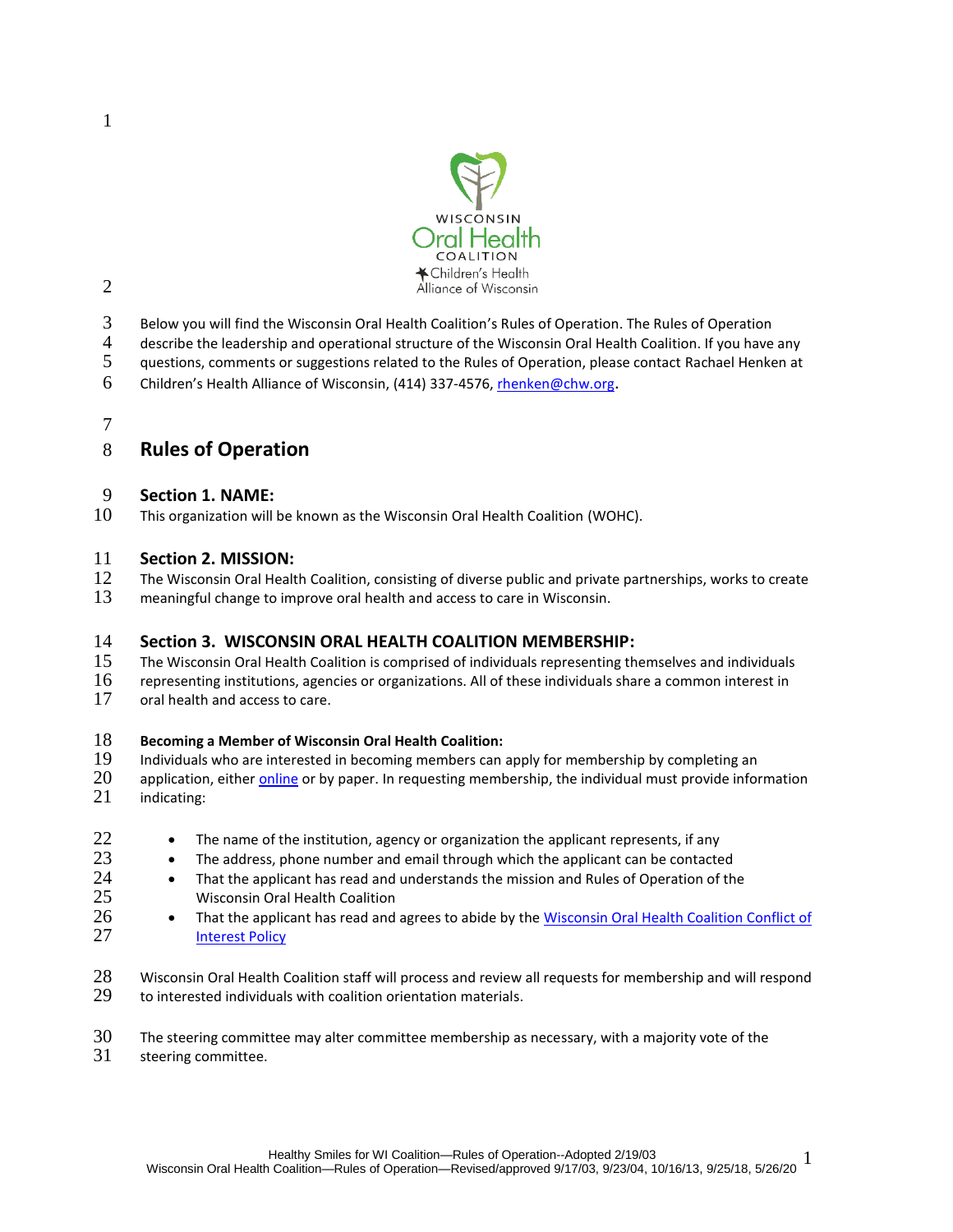WISCONSIN
Oral Health
COALITION
Children's Health Alliance of Wisconsin

Below you will find the Wisconsin Oral Health Coalition's Rules of Operation. The Rules of Operation describe the leadership and operational structure of the Wisconsin Oral Health Coalition. If you have any questions, comments or suggestions related to the Rules of Operation, please contact Rachael Henken at Children's Health Alliance of Wisconsin, (414) 337-4576, rhenken@chw.org.

# Rules of Operation

## Section 1. NAME:

This organization will be known as the Wisconsin Oral Health Coalition (WOHC).

## Section 2. MISSION:

The Wisconsin Oral Health Coalition, consisting of diverse public and private partnerships, works to create meaningful change to improve oral health and access to care in Wisconsin.

## Section 3. WISCONSIN ORAL HEALTH COALITION MEMBERSHIP:

The Wisconsin Oral Health Coalition is comprised of individuals representing themselves and individuals representing institutions, agencies or organizations. All of these individuals share a common interest in oral health and access to care.

### Becoming a Member of Wisconsin Oral Health Coalition:

Individuals who are interested in becoming members can apply for membership by completing an application, either online or by paper. In requesting membership, the individual must provide information indicating:

- The name of the institution, agency or organization the applicant represents, if any
- The address, phone number and email through which the applicant can be contacted
- That the applicant has read and understands the mission and Rules of Operation of the Wisconsin Oral Health Coalition
- That the applicant has read and agrees to abide by the Wisconsin Oral Health Coalition Conflict of Interest Policy

Wisconsin Oral Health Coalition staff will process and review all requests for membership and will respond to interested individuals with coalition orientation materials.

The steering committee may alter committee membership as necessary, with a majority vote of the steering committee.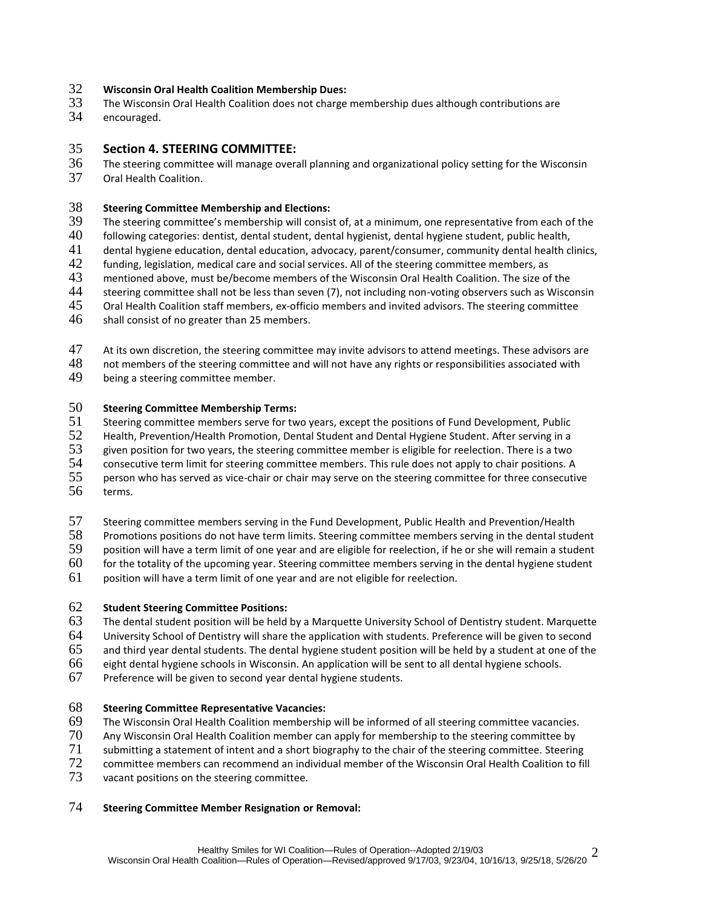**Wisconsin Oral Health Coalition Membership Dues:**

The Wisconsin Oral Health Coalition does not charge membership dues although contributions are encouraged.

## Section 4. STEERING COMMITTEE:

The steering committee will manage overall planning and organizational policy setting for the Wisconsin Oral Health Coalition.

**Steering Committee Membership and Elections:**

The steering committee's membership will consist of, at a minimum, one representative from each of the following categories: dentist, dental student, dental hygienist, dental hygiene student, public health, dental hygiene education, dental education, advocacy, parent/consumer, community dental health clinics, funding, legislation, medical care and social services. All of the steering committee members, as mentioned above, must be/become members of the Wisconsin Oral Health Coalition. The size of the steering committee shall not be less than seven (7), not including non-voting observers such as Wisconsin Oral Health Coalition staff members, ex-officio members and invited advisors. The steering committee shall consist of no greater than 25 members.

At its own discretion, the steering committee may invite advisors to attend meetings. These advisors are not members of the steering committee and will not have any rights or responsibilities associated with being a steering committee member.

**Steering Committee Membership Terms:**

Steering committee members serve for two years, except the positions of Fund Development, Public Health, Prevention/Health Promotion, Dental Student and Dental Hygiene Student. After serving in a given position for two years, the steering committee member is eligible for reelection. There is a two consecutive term limit for steering committee members. This rule does not apply to chair positions. A person who has served as vice-chair or chair may serve on the steering committee for three consecutive terms.

Steering committee members serving in the Fund Development, Public Health and Prevention/Health Promotions positions do not have term limits. Steering committee members serving in the dental student position will have a term limit of one year and are eligible for reelection, if he or she will remain a student for the totality of the upcoming year. Steering committee members serving in the dental hygiene student position will have a term limit of one year and are not eligible for reelection.

**Student Steering Committee Positions:**

The dental student position will be held by a Marquette University School of Dentistry student. Marquette University School of Dentistry will share the application with students. Preference will be given to second and third year dental students. The dental hygiene student position will be held by a student at one of the eight dental hygiene schools in Wisconsin. An application will be sent to all dental hygiene schools. Preference will be given to second year dental hygiene students.

**Steering Committee Representative Vacancies:**

The Wisconsin Oral Health Coalition membership will be informed of all steering committee vacancies. Any Wisconsin Oral Health Coalition member can apply for membership to the steering committee by submitting a statement of intent and a short biography to the chair of the steering committee. Steering committee members can recommend an individual member of the Wisconsin Oral Health Coalition to fill vacant positions on the steering committee.

**Steering Committee Member Resignation or Removal:**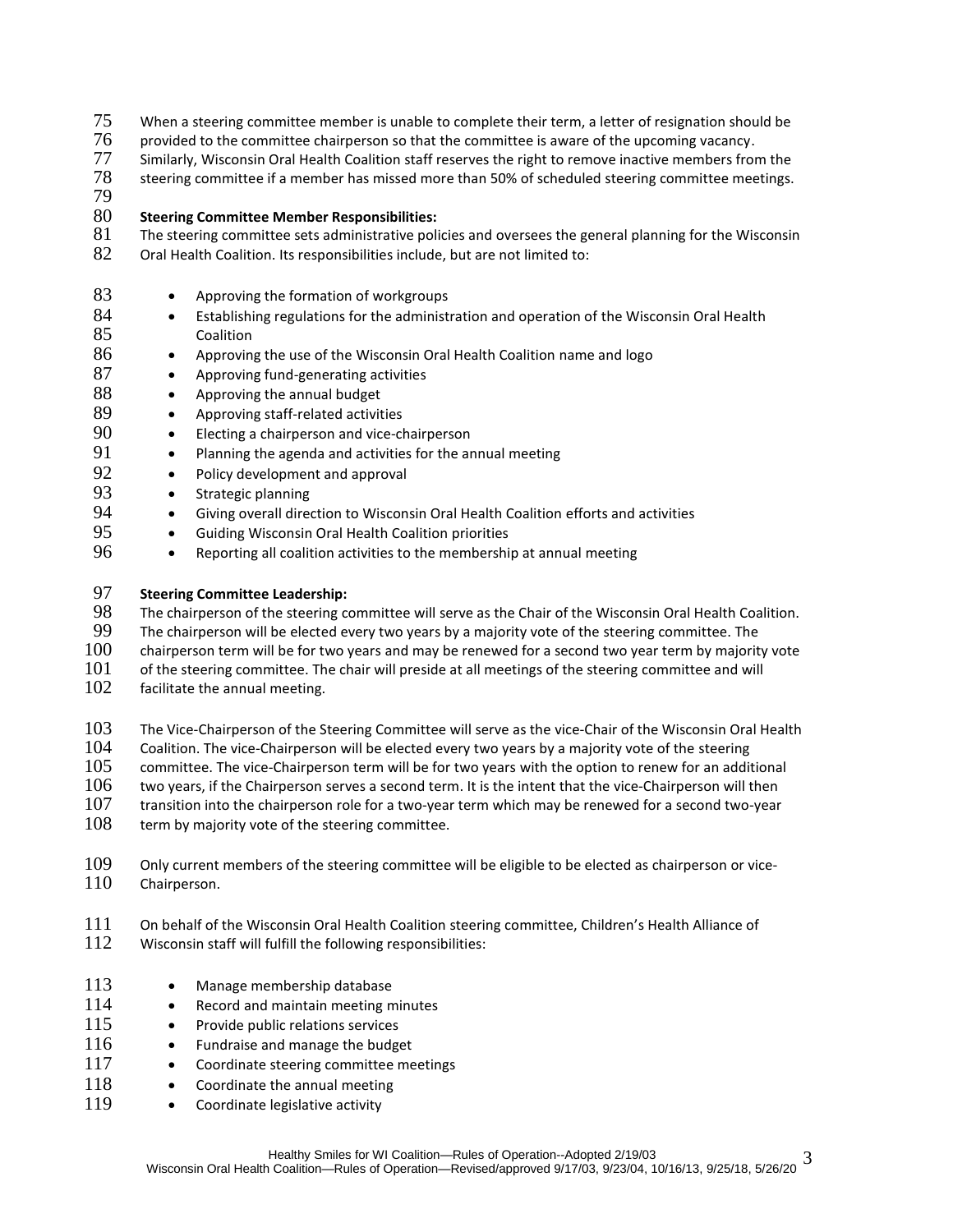When a steering committee member is unable to complete their term, a letter of resignation should be provided to the committee chairperson so that the committee is aware of the upcoming vacancy. Similarly, Wisconsin Oral Health Coalition staff reserves the right to remove inactive members from the steering committee if a member has missed more than 50% of scheduled steering committee meetings.

**Steering Committee Member Responsibilities:**

The steering committee sets administrative policies and oversees the general planning for the Wisconsin Oral Health Coalition. Its responsibilities include, but are not limited to:

- Approving the formation of workgroups
- Establishing regulations for the administration and operation of the Wisconsin Oral Health Coalition
- Approving the use of the Wisconsin Oral Health Coalition name and logo
- Approving fund-generating activities
- Approving the annual budget
- Approving staff-related activities
- Electing a chairperson and vice-chairperson
- Planning the agenda and activities for the annual meeting
- Policy development and approval
- Strategic planning
- Giving overall direction to Wisconsin Oral Health Coalition efforts and activities
- Guiding Wisconsin Oral Health Coalition priorities
- Reporting all coalition activities to the membership at annual meeting

**Steering Committee Leadership:**

The chairperson of the steering committee will serve as the Chair of the Wisconsin Oral Health Coalition. The chairperson will be elected every two years by a majority vote of the steering committee. The chairperson term will be for two years and may be renewed for a second two year term by majority vote of the steering committee. The chair will preside at all meetings of the steering committee and will facilitate the annual meeting.

The Vice-Chairperson of the Steering Committee will serve as the vice-Chair of the Wisconsin Oral Health Coalition. The vice-Chairperson will be elected every two years by a majority vote of the steering committee. The vice-Chairperson term will be for two years with the option to renew for an additional two years, if the Chairperson serves a second term. It is the intent that the vice-Chairperson will then transition into the chairperson role for a two-year term which may be renewed for a second two-year term by majority vote of the steering committee.

Only current members of the steering committee will be eligible to be elected as chairperson or vice-Chairperson.

On behalf of the Wisconsin Oral Health Coalition steering committee, Children's Health Alliance of Wisconsin staff will fulfill the following responsibilities:

- Manage membership database
- Record and maintain meeting minutes
- Provide public relations services
- Fundraise and manage the budget
- Coordinate steering committee meetings
- Coordinate the annual meeting
- Coordinate legislative activity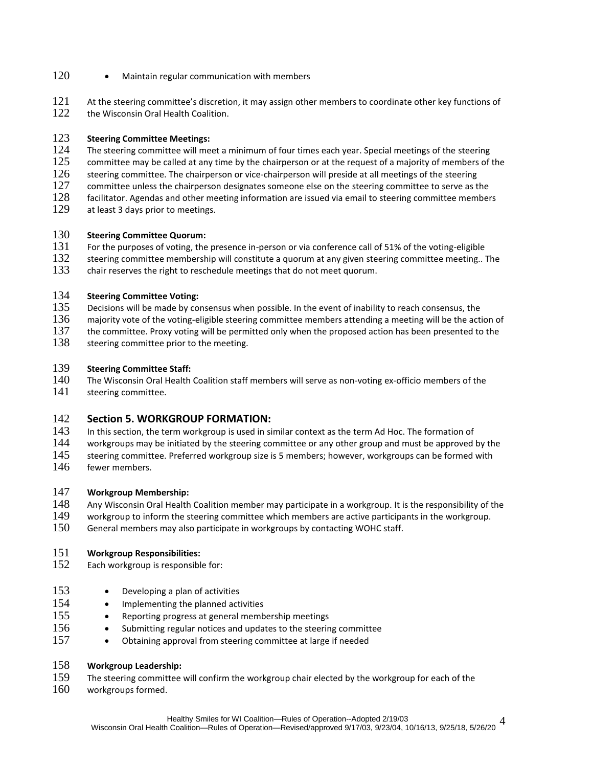- Maintain regular communication with members

At the steering committee's discretion, it may assign other members to coordinate other key functions of the Wisconsin Oral Health Coalition.

**Steering Committee Meetings:**
The steering committee will meet a minimum of four times each year. Special meetings of the steering committee may be called at any time by the chairperson or at the request of a majority of members of the steering committee. The chairperson or vice-chairperson will preside at all meetings of the steering committee unless the chairperson designates someone else on the steering committee to serve as the facilitator. Agendas and other meeting information are issued via email to steering committee members at least 3 days prior to meetings.

**Steering Committee Quorum:**
For the purposes of voting, the presence in-person or via conference call of 51% of the voting-eligible steering committee membership will constitute a quorum at any given steering committee meeting.. The chair reserves the right to reschedule meetings that do not meet quorum.

**Steering Committee Voting:**
Decisions will be made by consensus when possible. In the event of inability to reach consensus, the majority vote of the voting-eligible steering committee members attending a meeting will be the action of the committee. Proxy voting will be permitted only when the proposed action has been presented to the steering committee prior to the meeting.

**Steering Committee Staff:**
The Wisconsin Oral Health Coalition staff members will serve as non-voting ex-officio members of the steering committee.

## Section 5. WORKGROUP FORMATION:

In this section, the term workgroup is used in similar context as the term Ad Hoc. The formation of workgroups may be initiated by the steering committee or any other group and must be approved by the steering committee. Preferred workgroup size is 5 members; however, workgroups can be formed with fewer members.

**Workgroup Membership:**
Any Wisconsin Oral Health Coalition member may participate in a workgroup. It is the responsibility of the workgroup to inform the steering committee which members are active participants in the workgroup. General members may also participate in workgroups by contacting WOHC staff.

**Workgroup Responsibilities:**
Each workgroup is responsible for:

- Developing a plan of activities
- Implementing the planned activities
- Reporting progress at general membership meetings
- Submitting regular notices and updates to the steering committee
- Obtaining approval from steering committee at large if needed

**Workgroup Leadership:**
The steering committee will confirm the workgroup chair elected by the workgroup for each of the workgroups formed.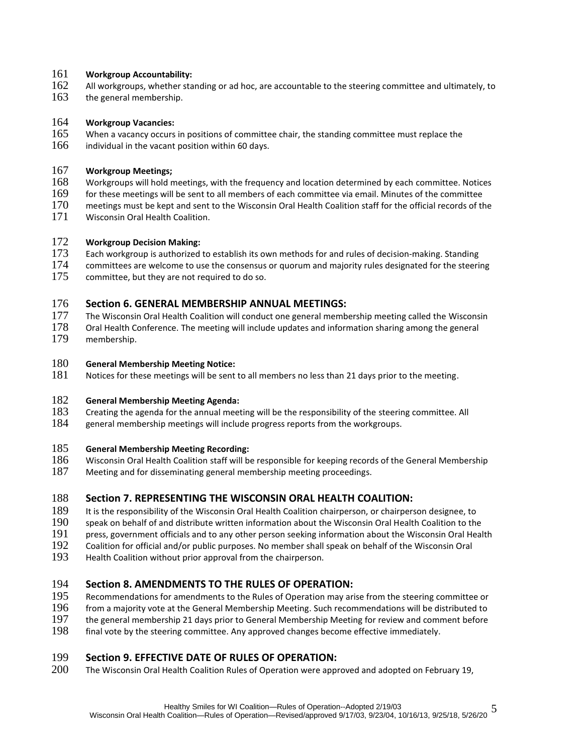**Workgroup Accountability:**
All workgroups, whether standing or ad hoc, are accountable to the steering committee and ultimately, to the general membership.

**Workgroup Vacancies:**
When a vacancy occurs in positions of committee chair, the standing committee must replace the individual in the vacant position within 60 days.

**Workgroup Meetings;**
Workgroups will hold meetings, with the frequency and location determined by each committee. Notices for these meetings will be sent to all members of each committee via email. Minutes of the committee meetings must be kept and sent to the Wisconsin Oral Health Coalition staff for the official records of the Wisconsin Oral Health Coalition.

**Workgroup Decision Making:**
Each workgroup is authorized to establish its own methods for and rules of decision-making. Standing committees are welcome to use the consensus or quorum and majority rules designated for the steering committee, but they are not required to do so.

## Section 6. GENERAL MEMBERSHIP ANNUAL MEETINGS:

The Wisconsin Oral Health Coalition will conduct one general membership meeting called the Wisconsin Oral Health Conference. The meeting will include updates and information sharing among the general membership.

**General Membership Meeting Notice:**
Notices for these meetings will be sent to all members no less than 21 days prior to the meeting.

**General Membership Meeting Agenda:**
Creating the agenda for the annual meeting will be the responsibility of the steering committee. All general membership meetings will include progress reports from the workgroups.

**General Membership Meeting Recording:**
Wisconsin Oral Health Coalition staff will be responsible for keeping records of the General Membership Meeting and for disseminating general membership meeting proceedings.

## Section 7. REPRESENTING THE WISCONSIN ORAL HEALTH COALITION:

It is the responsibility of the Wisconsin Oral Health Coalition chairperson, or chairperson designee, to speak on behalf of and distribute written information about the Wisconsin Oral Health Coalition to the press, government officials and to any other person seeking information about the Wisconsin Oral Health Coalition for official and/or public purposes. No member shall speak on behalf of the Wisconsin Oral Health Coalition without prior approval from the chairperson.

## Section 8. AMENDMENTS TO THE RULES OF OPERATION:

Recommendations for amendments to the Rules of Operation may arise from the steering committee or from a majority vote at the General Membership Meeting. Such recommendations will be distributed to the general membership 21 days prior to General Membership Meeting for review and comment before final vote by the steering committee. Any approved changes become effective immediately.

## Section 9. EFFECTIVE DATE OF RULES OF OPERATION:

The Wisconsin Oral Health Coalition Rules of Operation were approved and adopted on February 19,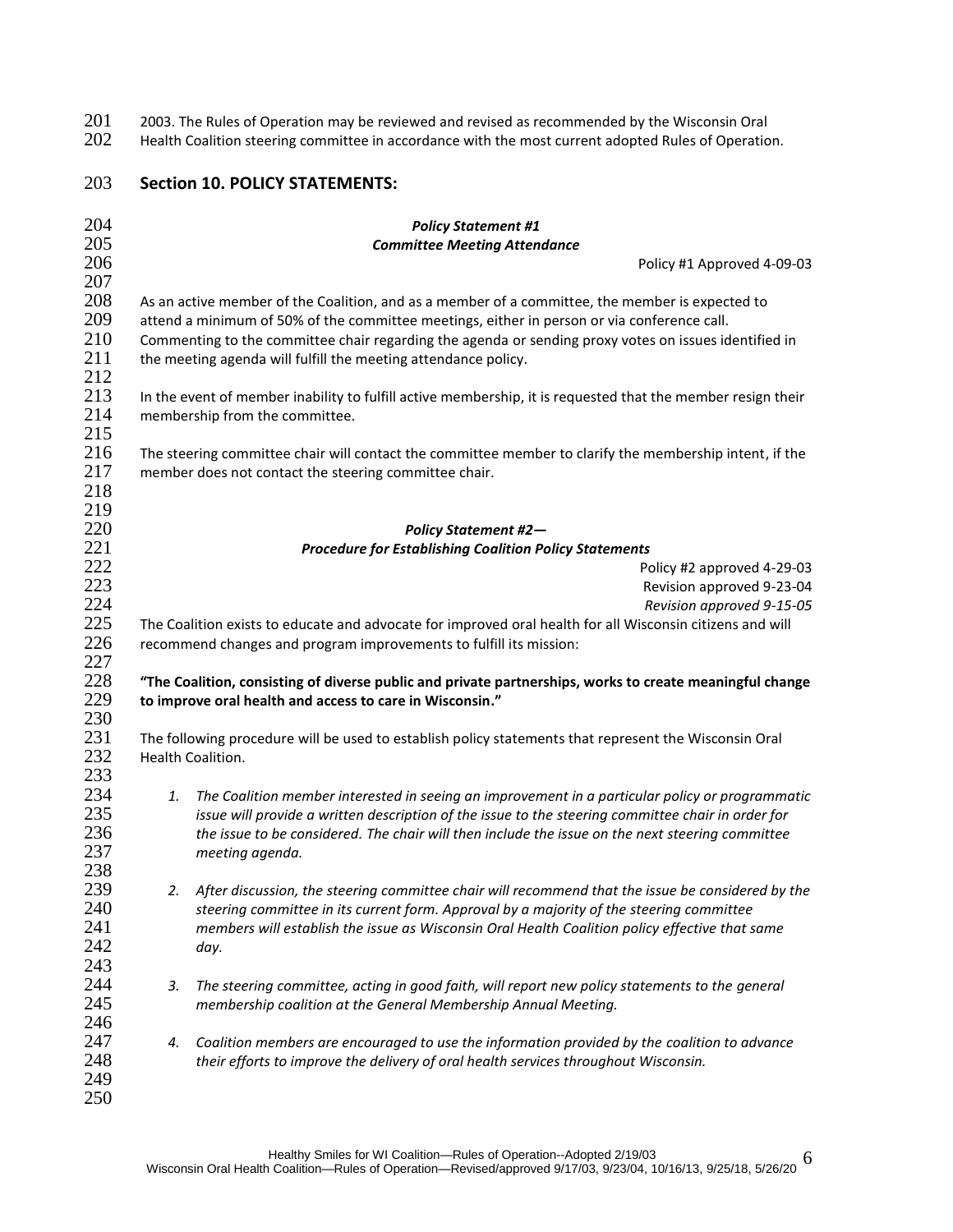2003. The Rules of Operation may be reviewed and revised as recommended by the Wisconsin Oral Health Coalition steering committee in accordance with the most current adopted Rules of Operation.

## Section 10. POLICY STATEMENTS:

***Policy Statement #1***
***Committee Meeting Attendance***

Policy #1 Approved 4-09-03

As an active member of the Coalition, and as a member of a committee, the member is expected to attend a minimum of 50% of the committee meetings, either in person or via conference call. Commenting to the committee chair regarding the agenda or sending proxy votes on issues identified in the meeting agenda will fulfill the meeting attendance policy.

In the event of member inability to fulfill active membership, it is requested that the member resign their membership from the committee.

The steering committee chair will contact the committee member to clarify the membership intent, if the member does not contact the steering committee chair.

***Policy Statement #2—***
***Procedure for Establishing Coalition Policy Statements***

Policy #2 approved 4-29-03
Revision approved 9-23-04
*Revision approved 9-15-05*

The Coalition exists to educate and advocate for improved oral health for all Wisconsin citizens and will recommend changes and program improvements to fulfill its mission:

**"The Coalition, consisting of diverse public and private partnerships, works to create meaningful change to improve oral health and access to care in Wisconsin."**

The following procedure will be used to establish policy statements that represent the Wisconsin Oral Health Coalition.

1. *The Coalition member interested in seeing an improvement in a particular policy or programmatic issue will provide a written description of the issue to the steering committee chair in order for the issue to be considered. The chair will then include the issue on the next steering committee meeting agenda.*

2. *After discussion, the steering committee chair will recommend that the issue be considered by the steering committee in its current form. Approval by a majority of the steering committee members will establish the issue as Wisconsin Oral Health Coalition policy effective that same day.*

3. *The steering committee, acting in good faith, will report new policy statements to the general membership coalition at the General Membership Annual Meeting.*

4. *Coalition members are encouraged to use the information provided by the coalition to advance their efforts to improve the delivery of oral health services throughout Wisconsin.*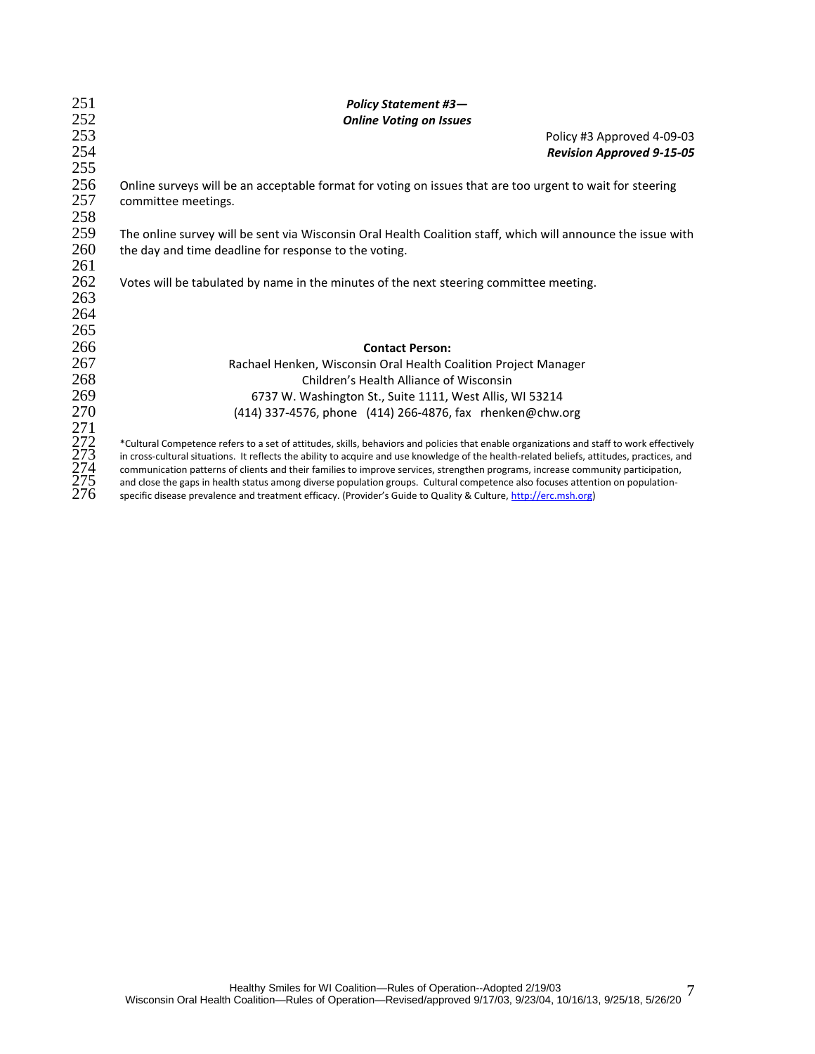***Policy Statement #3—***
***Online Voting on Issues***

Policy #3 Approved 4-09-03
***Revision Approved 9-15-05***

Online surveys will be an acceptable format for voting on issues that are too urgent to wait for steering committee meetings.

The online survey will be sent via Wisconsin Oral Health Coalition staff, which will announce the issue with the day and time deadline for response to the voting.

Votes will be tabulated by name in the minutes of the next steering committee meeting.

**Contact Person:**

Rachael Henken, Wisconsin Oral Health Coalition Project Manager
Children's Health Alliance of Wisconsin
6737 W. Washington St., Suite 1111, West Allis, WI 53214
(414) 337-4576, phone (414) 266-4876, fax rhenken@chw.org

*Cultural Competence refers to a set of attitudes, skills, behaviors and policies that enable organizations and staff to work effectively in cross-cultural situations. It reflects the ability to acquire and use knowledge of the health-related beliefs, attitudes, practices, and communication patterns of clients and their families to improve services, strengthen programs, increase community participation, and close the gaps in health status among diverse population groups. Cultural competence also focuses attention on population-specific disease prevalence and treatment efficacy. (Provider's Guide to Quality & Culture, http://erc.msh.org)